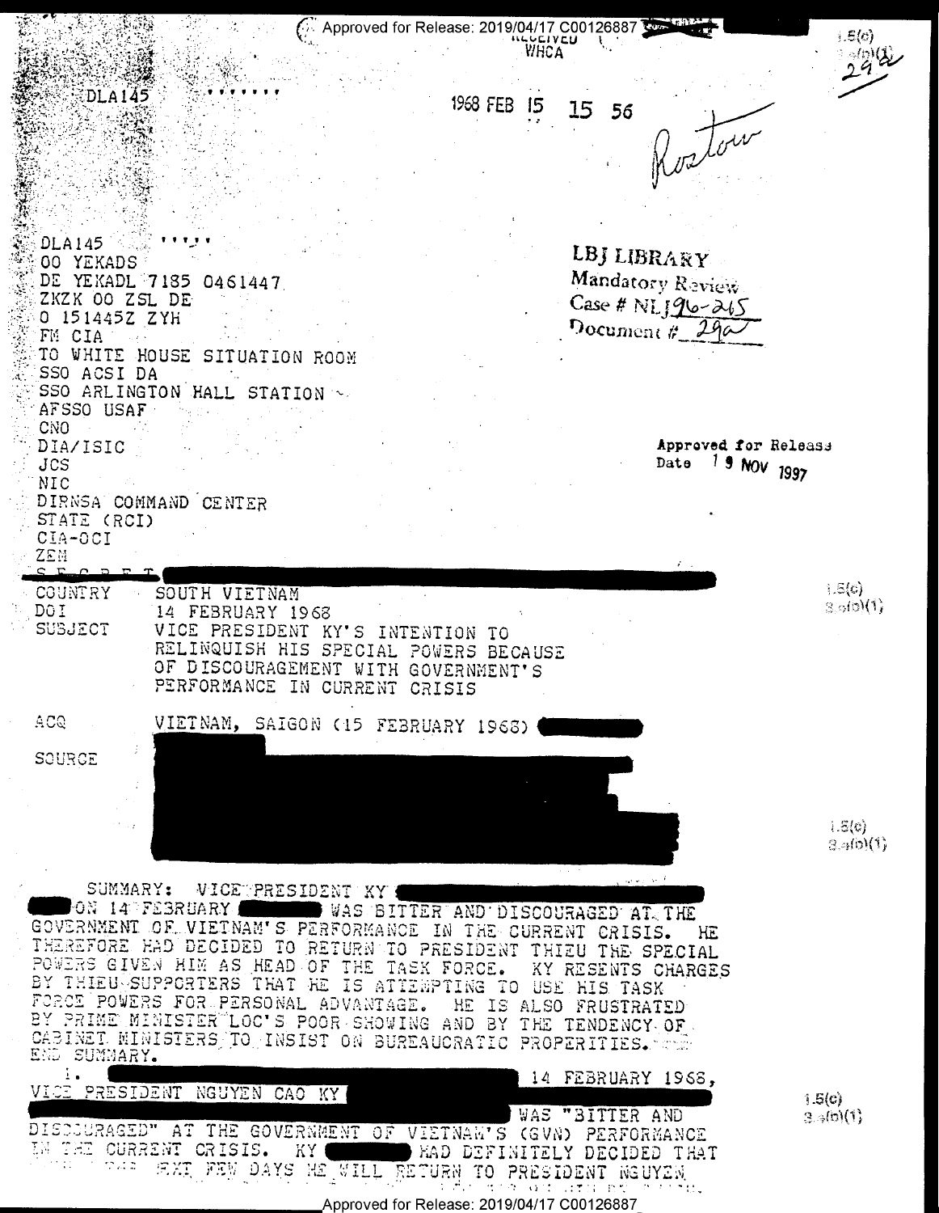RECEIVED
WHCA

DLA145

1968 FEB 15 15 56

Rostow

DLA145
OO YEKADS
DE YEKADL 7185 0461447
ZKZK OO ZSL DE
O 151445Z ZYH
FM CIA
TO WHITE HOUSE SITUATION ROOM
SSO ACSI DA
SSO ARLINGTON HALL STATION
AFSSO USAF
CNO
DIA/ISIC
JCS
NIC
DIRNSA COMMAND CENTER
STATE (RCI)
CIA-OCI
ZEM

LBJ LIBRARY
Mandatory Review
Case # NLJ 96-265
Document # 29a

Approved for Release
Date 19 NOV 1997

SECRET

COUNTRY SOUTH VIETNAM

DOI 14 FEBRUARY 1968

SUBJECT VICE PRESIDENT KY'S INTENTION TO RELINQUISH HIS SPECIAL POWERS BECAUSE OF DISCOURAGEMENT WITH GOVERNMENT'S PERFORMANCE IN CURRENT CRISIS

ACQ VIETNAM, SAIGON (15 FEBRUARY 1968)

SOURCE

SUMMARY: VICE PRESIDENT KY ON 14 FEBRUARY WAS BITTER AND DISCOURAGED AT THE GOVERNMENT OF VIETNAM'S PERFORMANCE IN THE CURRENT CRISIS. HE THEREFORE HAD DECIDED TO RETURN TO PRESIDENT THIEU THE SPECIAL POWERS GIVEN HIM AS HEAD OF THE TASK FORCE. KY RESENTS CHARGES BY THIEU SUPPORTERS THAT HE IS ATTEMPTING TO USE HIS TASK FORCE POWERS FOR PERSONAL ADVANTAGE. HE IS ALSO FRUSTRATED BY PRIME MINISTER LOC'S POOR SHOWING AND BY THE TENDENCY OF CABINET MINISTERS TO INSIST ON BUREAUCRATIC PROPERITIES. END SUMMARY.

1. 14 FEBRUARY 1968, VICE PRESIDENT NGUYEN CAO KY WAS "BITTER AND DISCOURAGED" AT THE GOVERNMENT OF VIETNAM'S (GVN) PERFORMANCE IN THE CURRENT CRISIS. KY HAD DEFINITELY DECIDED THAT ... THE NEXT FEW DAYS HE WILL RETURN TO PRESIDENT NGUYEN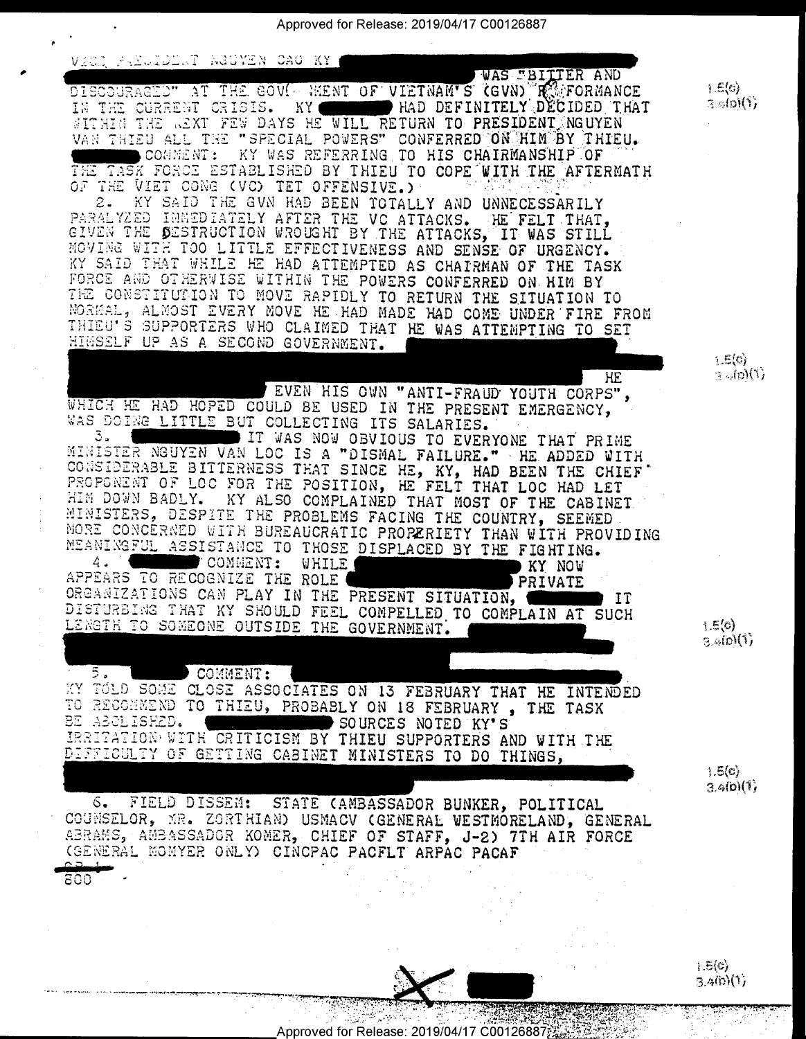VICE PRESIDENT NGUYEN CAO KY

WAS "BITTER AND DISCOURAGED" AT THE GOVERNMENT OF VIETNAM'S (GVN) PERFORMANCE IN THE CURRENT CRISIS. KY HAD DEFINITELY DECIDED THAT WITHIN THE NEXT FEW DAYS HE WILL RETURN TO PRESIDENT NGUYEN VAN THIEU ALL THE "SPECIAL POWERS" CONFERRED ON HIM BY THIEU. COMMENT: KY WAS REFERRING TO HIS CHAIRMANSHIP OF THE TASK FORCE ESTABLISHED BY THIEU TO COPE WITH THE AFTERMATH OF THE VIET CONG (VC) TET OFFENSIVE.)

2. KY SAID THE GVN HAD BEEN TOTALLY AND UNNECESSARILY PARALYZED IMMEDIATELY AFTER THE VC ATTACKS. HE FELT THAT, GIVEN THE DESTRUCTION WROUGHT BY THE ATTACKS, IT WAS STILL MOVING WITH TOO LITTLE EFFECTIVENESS AND SENSE OF URGENCY. KY SAID THAT WHILE HE HAD ATTEMPTED AS CHAIRMAN OF THE TASK FORCE AND OTHERWISE WITHIN THE POWERS CONFERRED ON HIM BY THE CONSTITUTION TO MOVE RAPIDLY TO RETURN THE SITUATION TO NORMAL, ALMOST EVERY MOVE HE HAD MADE HAD COME UNDER FIRE FROM THIEU'S SUPPORTERS WHO CLAIMED THAT HE WAS ATTEMPTING TO SET HIMSELF UP AS A SECOND GOVERNMENT.

HE EVEN HIS OWN "ANTI-FRAUD YOUTH CORPS", WHICH HE HAD HOPED COULD BE USED IN THE PRESENT EMERGENCY, WAS DOING LITTLE BUT COLLECTING ITS SALARIES.

3. IT WAS NOW OBVIOUS TO EVERYONE THAT PRIME MINISTER NGUYEN VAN LOC IS A "DISMAL FAILURE." HE ADDED WITH CONSIDERABLE BITTERNESS THAT SINCE HE, KY, HAD BEEN THE CHIEF PROPONENT OF LOC FOR THE POSITION, HE FELT THAT LOC HAD LET HIM DOWN BADLY. KY ALSO COMPLAINED THAT MOST OF THE CABINET MINISTERS, DESPITE THE PROBLEMS FACING THE COUNTRY, SEEMED MORE CONCERNED WITH BUREAUCRATIC PROPRIETY THAN WITH PROVIDING MEANINGFUL ASSISTANCE TO THOSE DISPLACED BY THE FIGHTING.

4. COMMENT: WHILE KY NOW APPEARS TO RECOGNIZE THE ROLE PRIVATE ORGANIZATIONS CAN PLAY IN THE PRESENT SITUATION, IT DISTURBING THAT KY SHOULD FEEL COMPELLED TO COMPLAIN AT SUCH LENGTH TO SOMEONE OUTSIDE THE GOVERNMENT.

5. COMMENT: KY TOLD SOME CLOSE ASSOCIATES ON 13 FEBRUARY THAT HE INTENDED TO RECOMMEND TO THIEU, PROBABLY ON 18 FEBRUARY, THE TASK BE ABOLISHED. SOURCES NOTED KY'S IRRITATION WITH CRITICISM BY THIEU SUPPORTERS AND WITH THE DIFFICULTY OF GETTING CABINET MINISTERS TO DO THINGS,

6. FIELD DISSEM: STATE (AMBASSADOR BUNKER, POLITICAL COUNSELOR, MR. ZORTHIAN) USMACV (GENERAL WESTMORELAND, GENERAL ABRAMS, AMBASSADOR KOMER, CHIEF OF STAFF, J-2) 7TH AIR FORCE (GENERAL MOMYER ONLY) CINCPAC PACFLT ARPAC PACAF

600